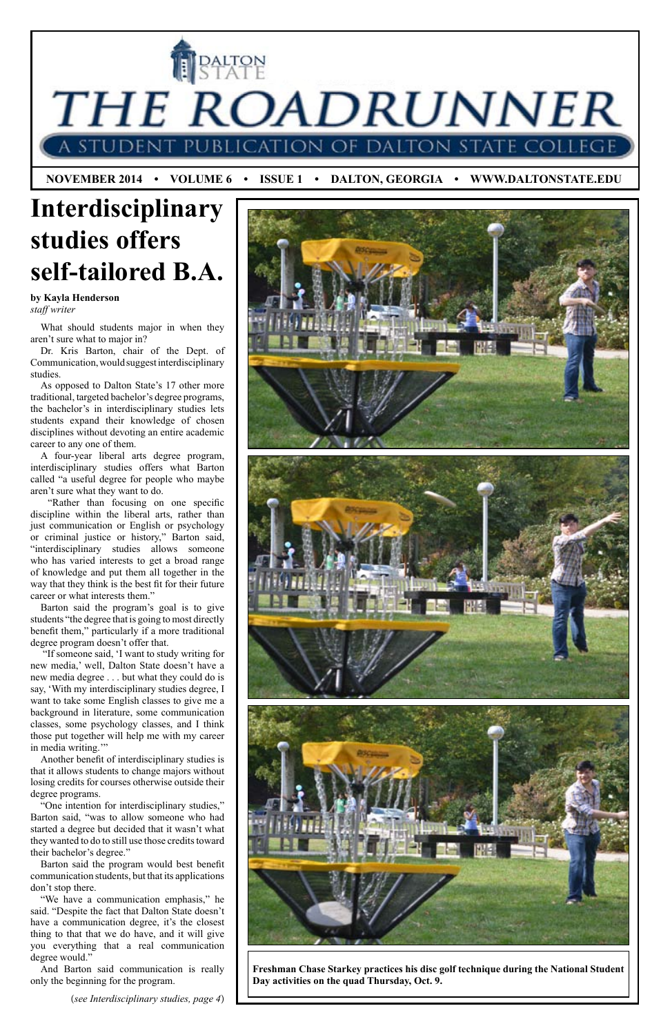# THE ROADRUNNER

A STUDENT PUBLICATION OF DALTON STATE COLLEGE

**NOVEMBER 2014 • VOLUME 6 • ISSUE 1 • DALTON, GEORGIA • WWW.DALTONSTATE.EDU**

## Interdisciplinary studies offers self-tailored B.A.

**by Kayla Henderson**
*staff writer*

What should students major in when they aren't sure what to major in?

Dr. Kris Barton, chair of the Dept. of Communication, would suggest interdisciplinary studies.

As opposed to Dalton State's 17 other more traditional, targeted bachelor's degree programs, the bachelor's in interdisciplinary studies lets students expand their knowledge of chosen disciplines without devoting an entire academic career to any one of them.

A four-year liberal arts degree program, interdisciplinary studies offers what Barton called "a useful degree for people who maybe aren't sure what they want to do.

"Rather than focusing on one specific discipline within the liberal arts, rather than just communication or English or psychology or criminal justice or history," Barton said, "interdisciplinary studies allows someone who has varied interests to get a broad range of knowledge and put them all together in the way that they think is the best fit for their future career or what interests them."

Barton said the program's goal is to give students "the degree that is going to most directly benefit them," particularly if a more traditional degree program doesn't offer that.

"If someone said, 'I want to study writing for new media,' well, Dalton State doesn't have a new media degree . . . but what they could do is say, 'With my interdisciplinary studies degree, I want to take some English classes to give me a background in literature, some communication classes, some psychology classes, and I think those put together will help me with my career in media writing.'"

Another benefit of interdisciplinary studies is that it allows students to change majors without losing credits for courses otherwise outside their degree programs.

"One intention for interdisciplinary studies," Barton said, "was to allow someone who had started a degree but decided that it wasn't what they wanted to do to still use those credits toward their bachelor's degree."

Barton said the program would best benefit communication students, but that its applications don't stop there.

"We have a communication emphasis," he said. "Despite the fact that Dalton State doesn't have a communication degree, it's the closest thing to that that we do have, and it will give you everything that a real communication degree would."

And Barton said communication is really only the beginning for the program.

(*see Interdisciplinary studies, page 4*)

**Freshman Chase Starkey practices his disc golf technique during the National Student Day activities on the quad Thursday, Oct. 9.**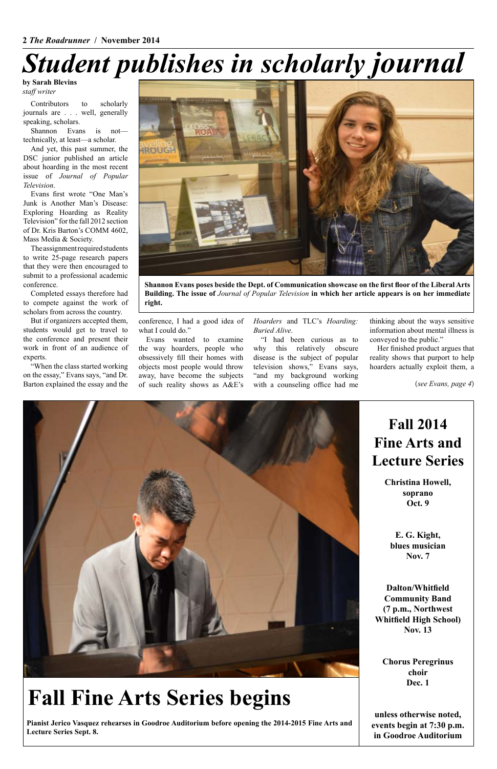# Student publishes in scholarly journal

**by Sarah Blevins**
*staff writer*

Contributors to scholarly journals are . . . well, generally speaking, scholars.

Shannon Evans is not—technically, at least—a scholar.

And yet, this past summer, the DSC junior published an article about hoarding in the most recent issue of *Journal of Popular Television*.

Evans first wrote "One Man's Junk is Another Man's Disease: Exploring Hoarding as Reality Television" for the fall 2012 section of Dr. Kris Barton's COMM 4602, Mass Media & Society.

The assignment required students to write 25-page research papers that they were then encouraged to submit to a professional academic conference.

Completed essays therefore had to compete against the work of scholars from across the country.

But if organizers accepted them, students would get to travel to the conference and present their work in front of an audience of experts.

"When the class started working on the essay," Evans says, "and Dr. Barton explained the essay and the conference, I had a good idea of what I could do."

Evans wanted to examine the way hoarders, people who obsessively fill their homes with objects most people would throw away, have become the subjects of such reality shows as A&E's *Hoarders* and TLC's *Hoarding: Buried Alive*.

"I had been curious as to why this relatively obscure disease is the subject of popular television shows," Evans says, "and my background working with a counseling office had me thinking about the ways sensitive information about mental illness is conveyed to the public."

Her finished product argues that reality shows that purport to help hoarders actually exploit them, a

(*see Evans, page 4*)

**Shannon Evans poses beside the Dept. of Communication showcase on the first floor of the Liberal Arts Building. The issue of** *Journal of Popular Television* **in which her article appears is on her immediate right.**

# Fall Fine Arts Series begins

**Pianist Jerico Vasquez rehearses in Goodroe Auditorium before opening the 2014-2015 Fine Arts and Lecture Series Sept. 8.**

## Fall 2014 Fine Arts and Lecture Series

**Christina Howell, soprano**
**Oct. 9**

**E. G. Kight, blues musician**
**Nov. 7**

**Dalton/Whitfield Community Band (7 p.m., Northwest Whitfield High School)**
**Nov. 13**

**Chorus Peregrinus choir**
**Dec. 1**

**unless otherwise noted, events begin at 7:30 p.m. in Goodroe Auditorium**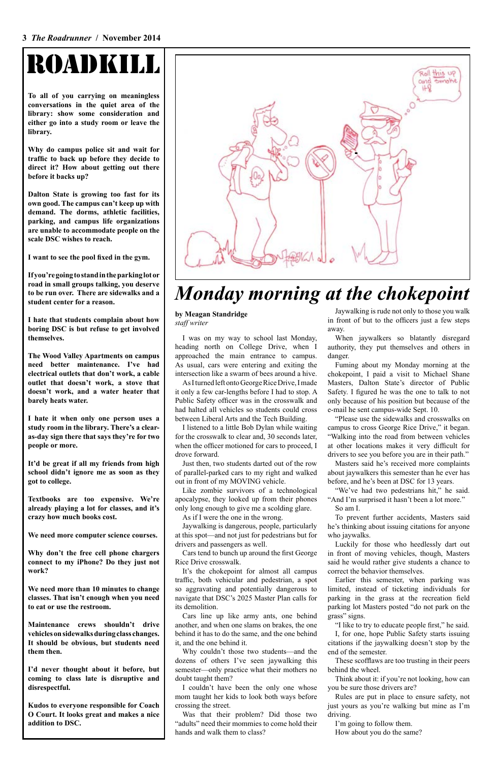# ROADKILL

**To all of you carrying on meaningless conversations in the quiet area of the library: show some consideration and either go into a study room or leave the library.**

**Why do campus police sit and wait for traffic to back up before they decide to direct it? How about getting out there before it backs up?**

**Dalton State is growing too fast for its own good. The campus can't keep up with demand. The dorms, athletic facilities, parking, and campus life organizations are unable to accommodate people on the scale DSC wishes to reach.**

**I want to see the pool fixed in the gym.**

**If you're going to stand in the parking lot or road in small groups talking, you deserve to be run over. There are sidewalks and a student center for a reason.**

**I hate that students complain about how boring DSC is but refuse to get involved themselves.**

**The Wood Valley Apartments on campus need better maintenance. I've had electrical outlets that don't work, a cable outlet that doesn't work, a stove that doesn't work, and a water heater that barely heats water.**

**I hate it when only one person uses a study room in the library. There's a clear-as-day sign there that says they're for two people or more.**

**It'd be great if all my friends from high school didn't ignore me as soon as they got to college.**

**Textbooks are too expensive. We're already playing a lot for classes, and it's crazy how much books cost.**

**We need more computer science courses.**

**Why don't the free cell phone chargers connect to my iPhone? Do they just not work?**

**We need more than 10 minutes to change classes. That isn't enough when you need to eat or use the restroom.**

**Maintenance crews shouldn't drive vehicles on sidewalks during class changes. It should be obvious, but students need them then.**

**I'd never thought about it before, but coming to class late is disruptive and disrespectful.**

**Kudos to everyone responsible for Coach O Court. It looks great and makes a nice addition to DSC.**

# *Monday morning at the chokepoint*

**by Meagan Standridge**
*staff writer*

I was on my way to school last Monday, heading north on College Drive, when I approached the main entrance to campus. As usual, cars were entering and exiting the intersection like a swarm of bees around a hive.

As I turned left onto George Rice Drive, I made it only a few car-lengths before I had to stop. A Public Safety officer was in the crosswalk and had halted all vehicles so students could cross between Liberal Arts and the Tech Building.

I listened to a little Bob Dylan while waiting for the crosswalk to clear and, 30 seconds later, when the officer motioned for cars to proceed, I drove forward.

Just then, two students darted out of the row of parallel-parked cars to my right and walked out in front of my MOVING vehicle.

Like zombie survivors of a technological apocalypse, they looked up from their phones only long enough to give me a scolding glare.

As if I were the one in the wrong.

Jaywalking is dangerous, people, particularly at this spot—and not just for pedestrians but for drivers and passengers as well.

Cars tend to bunch up around the first George Rice Drive crosswalk.

It's the chokepoint for almost all campus traffic, both vehicular and pedestrian, a spot so aggravating and potentially dangerous to navigate that DSC's 2025 Master Plan calls for its demolition.

Cars line up like army ants, one behind another, and when one slams on brakes, the one behind it has to do the same, and the one behind it, and the one behind it.

Why couldn't those two students—and the dozens of others I've seen jaywalking this semester—only practice what their mothers no doubt taught them?

I couldn't have been the only one whose mom taught her kids to look both ways before crossing the street.

Was that their problem? Did those two "adults" need their mommies to come hold their hands and walk them to class?

Jaywalking is rude not only to those you walk in front of but to the officers just a few steps away.

When jaywalkers so blatantly disregard authority, they put themselves and others in danger.

Fuming about my Monday morning at the chokepoint, I paid a visit to Michael Shane Masters, Dalton State's director of Public Safety. I figured he was the one to talk to not only because of his position but because of the e-mail he sent campus-wide Sept. 10.

"Please use the sidewalks and crosswalks on campus to cross George Rice Drive," it began. "Walking into the road from between vehicles at other locations makes it very difficult for drivers to see you before you are in their path."

Masters said he's received more complaints about jaywalkers this semester than he ever has before, and he's been at DSC for 13 years.

"We've had two pedestrians hit," he said. "And I'm surprised it hasn't been a lot more."

So am I.

To prevent further accidents, Masters said he's thinking about issuing citations for anyone who jaywalks.

Luckily for those who heedlessly dart out in front of moving vehicles, though, Masters said he would rather give students a chance to correct the behavior themselves.

Earlier this semester, when parking was limited, instead of ticketing individuals for parking in the grass at the recreation field parking lot Masters posted "do not park on the grass" signs.

"I like to try to educate people first," he said.

I, for one, hope Public Safety starts issuing citations if the jaywalking doesn't stop by the end of the semester.

These scofflaws are too trusting in their peers behind the wheel.

Think about it: if you're not looking, how can you be sure those drivers are?

Rules are put in place to ensure safety, not just yours as you're walking but mine as I'm driving.

I'm going to follow them.

How about you do the same?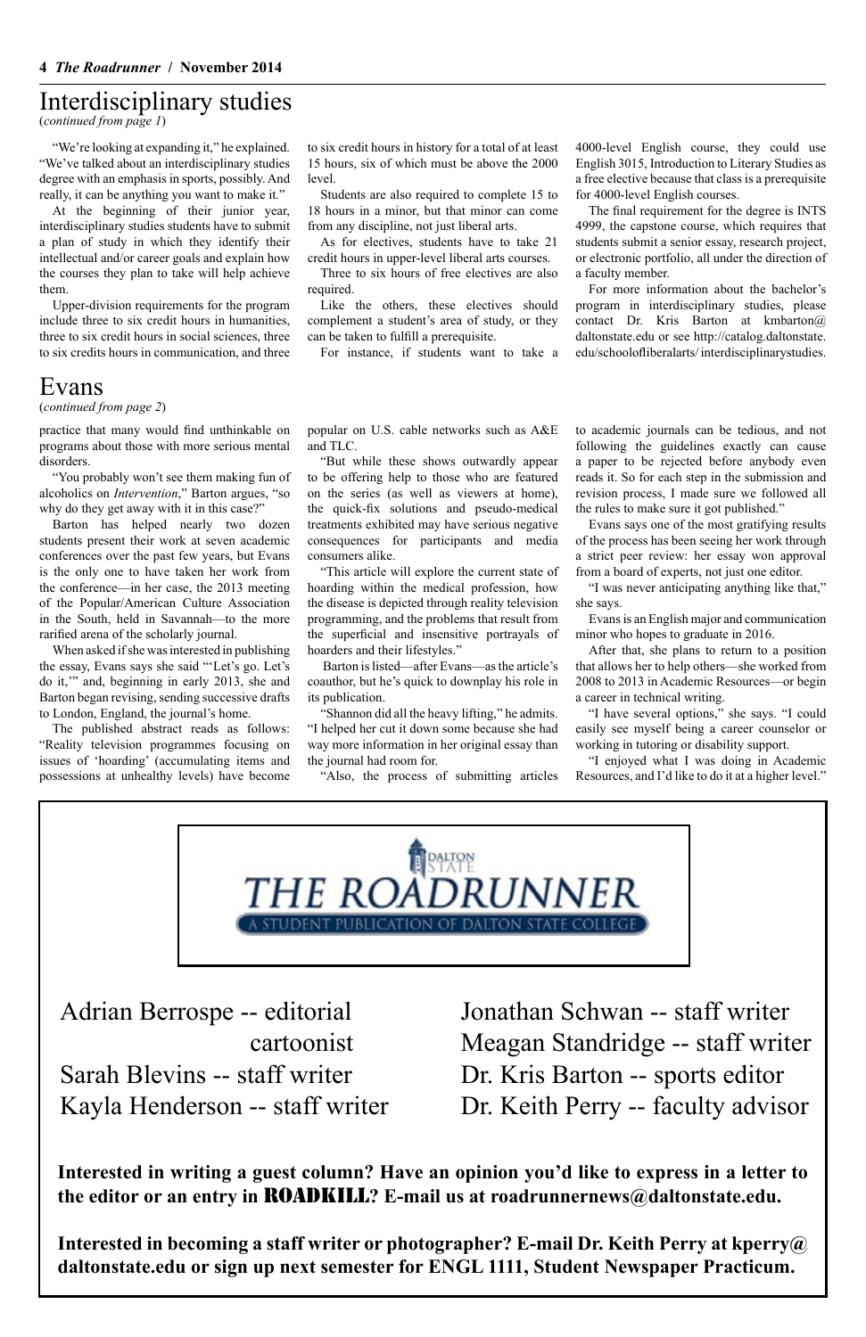# Interdisciplinary studies

(*continued from page 1*)

"We're looking at expanding it," he explained. "We've talked about an interdisciplinary studies degree with an emphasis in sports, possibly. And really, it can be anything you want to make it."

At the beginning of their junior year, interdisciplinary studies students have to submit a plan of study in which they identify their intellectual and/or career goals and explain how the courses they plan to take will help achieve them.

Upper-division requirements for the program include three to six credit hours in humanities, three to six credit hours in social sciences, three to six credits hours in communication, and three to six credit hours in history for a total of at least 15 hours, six of which must be above the 2000 level.

Students are also required to complete 15 to 18 hours in a minor, but that minor can come from any discipline, not just liberal arts.

As for electives, students have to take 21 credit hours in upper-level liberal arts courses.

Three to six hours of free electives are also required.

Like the others, these electives should complement a student's area of study, or they can be taken to fulfill a prerequisite.

For instance, if students want to take a 4000-level English course, they could use English 3015, Introduction to Literary Studies as a free elective because that class is a prerequisite for 4000-level English courses.

The final requirement for the degree is INTS 4999, the capstone course, which requires that students submit a senior essay, research project, or electronic portfolio, all under the direction of a faculty member.

For more information about the bachelor's program in interdisciplinary studies, please contact Dr. Kris Barton at kmbarton@daltonstate.edu or see http://catalog.daltonstate.edu/schoolofliberalarts/ interdisciplinarystudies.

# Evans

(*continued from page 2*)

practice that many would find unthinkable on programs about those with more serious mental disorders.

"You probably won't see them making fun of alcoholics on *Intervention*," Barton argues, "so why do they get away with it in this case?"

Barton has helped nearly two dozen students present their work at seven academic conferences over the past few years, but Evans is the only one to have taken her work from the conference—in her case, the 2013 meeting of the Popular/American Culture Association in the South, held in Savannah—to the more rarified arena of the scholarly journal.

When asked if she was interested in publishing the essay, Evans says she said "'Let's go. Let's do it,'" and, beginning in early 2013, she and Barton began revising, sending successive drafts to London, England, the journal's home.

The published abstract reads as follows: "Reality television programmes focusing on issues of 'hoarding' (accumulating items and possessions at unhealthy levels) have become popular on U.S. cable networks such as A&E and TLC.

"But while these shows outwardly appear to be offering help to those who are featured on the series (as well as viewers at home), the quick-fix solutions and pseudo-medical treatments exhibited may have serious negative consequences for participants and media consumers alike.

"This article will explore the current state of hoarding within the medical profession, how the disease is depicted through reality television programming, and the problems that result from the superficial and insensitive portrayals of hoarders and their lifestyles."

Barton is listed—after Evans—as the article's coauthor, but he's quick to downplay his role in its publication.

"Shannon did all the heavy lifting," he admits. "I helped her cut it down some because she had way more information in her original essay than the journal had room for.

"Also, the process of submitting articles to academic journals can be tedious, and not following the guidelines exactly can cause a paper to be rejected before anybody even reads it. So for each step in the submission and revision process, I made sure we followed all the rules to make sure it got published."

Evans says one of the most gratifying results of the process has been seeing her work through a strict peer review: her essay won approval from a board of experts, not just one editor.

"I was never anticipating anything like that," she says.

Evans is an English major and communication minor who hopes to graduate in 2016.

After that, she plans to return to a position that allows her to help others—she worked from 2008 to 2013 in Academic Resources—or begin a career in technical writing.

"I have several options," she says. "I could easily see myself being a career counselor or working in tutoring or disability support.

"I enjoyed what I was doing in Academic Resources, and I'd like to do it at a higher level."

---

THE ROADRUNNER
A STUDENT PUBLICATION OF DALTON STATE COLLEGE

Adrian Berrospe -- editorial cartoonist
Sarah Blevins -- staff writer
Kayla Henderson -- staff writer
Jonathan Schwan -- staff writer
Meagan Standridge -- staff writer
Dr. Kris Barton -- sports editor
Dr. Keith Perry -- faculty advisor

**Interested in writing a guest column? Have an opinion you'd like to express in a letter to the editor or an entry in ROADKILL? E-mail us at roadrunnernews@daltonstate.edu.**

**Interested in becoming a staff writer or photographer? E-mail Dr. Keith Perry at kperry@daltonstate.edu or sign up next semester for ENGL 1111, Student Newspaper Practicum.**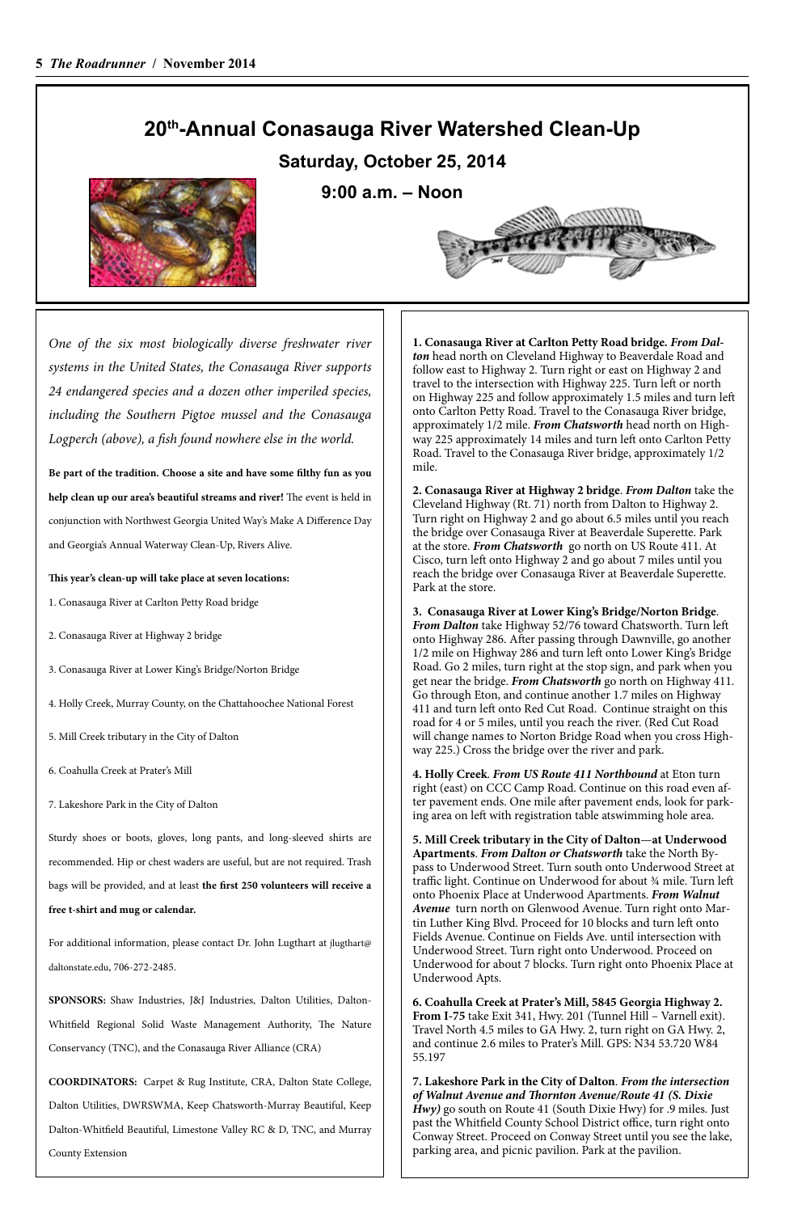# 20th-Annual Conasauga River Watershed Clean-Up

## Saturday, October 25, 2014

## 9:00 a.m. – Noon

*One of the six most biologically diverse freshwater river systems in the United States, the Conasauga River supports 24 endangered species and a dozen other imperiled species, including the Southern Pigtoe mussel and the Conasauga Logperch (above), a fish found nowhere else in the world.*

**Be part of the tradition. Choose a site and have some filthy fun as you help clean up our area's beautiful streams and river!** The event is held in conjunction with Northwest Georgia United Way's Make A Difference Day and Georgia's Annual Waterway Clean-Up, Rivers Alive.

**This year's clean-up will take place at seven locations:**

1. Conasauga River at Carlton Petty Road bridge
2. Conasauga River at Highway 2 bridge
3. Conasauga River at Lower King's Bridge/Norton Bridge
4. Holly Creek, Murray County, on the Chattahoochee National Forest
5. Mill Creek tributary in the City of Dalton
6. Coahulla Creek at Prater's Mill
7. Lakeshore Park in the City of Dalton

Sturdy shoes or boots, gloves, long pants, and long-sleeved shirts are recommended. Hip or chest waders are useful, but are not required. Trash bags will be provided, and at least **the first 250 volunteers will receive a free t-shirt and mug or calendar.**

For additional information, please contact Dr. John Lugthart at jlugthart@daltonstate.edu, 706-272-2485.

**SPONSORS:** Shaw Industries, J&J Industries, Dalton Utilities, Dalton-Whitfield Regional Solid Waste Management Authority, The Nature Conservancy (TNC), and the Conasauga River Alliance (CRA)

**COORDINATORS:** Carpet & Rug Institute, CRA, Dalton State College, Dalton Utilities, DWRSWMA, Keep Chatsworth-Murray Beautiful, Keep Dalton-Whitfield Beautiful, Limestone Valley RC & D, TNC, and Murray County Extension

**1. Conasauga River at Carlton Petty Road bridge.** ***From Dalton*** head north on Cleveland Highway to Beaverdale Road and follow east to Highway 2. Turn right or east on Highway 2 and travel to the intersection with Highway 225. Turn left or north on Highway 225 and follow approximately 1.5 miles and turn left onto Carlton Petty Road. Travel to the Conasauga River bridge, approximately 1/2 mile. ***From Chatsworth*** head north on Highway 225 approximately 14 miles and turn left onto Carlton Petty Road. Travel to the Conasauga River bridge, approximately 1/2 mile.

**2. Conasauga River at Highway 2 bridge**. ***From Dalton*** take the Cleveland Highway (Rt. 71) north from Dalton to Highway 2. Turn right on Highway 2 and go about 6.5 miles until you reach the bridge over Conasauga River at Beaverdale Superette. Park at the store. ***From Chatsworth*** go north on US Route 411. At Cisco, turn left onto Highway 2 and go about 7 miles until you reach the bridge over Conasauga River at Beaverdale Superette. Park at the store.

**3. Conasauga River at Lower King's Bridge/Norton Bridge**. ***From Dalton*** take Highway 52/76 toward Chatsworth. Turn left onto Highway 286. After passing through Dawnville, go another 1/2 mile on Highway 286 and turn left onto Lower King's Bridge Road. Go 2 miles, turn right at the stop sign, and park when you get near the bridge. ***From Chatsworth*** go north on Highway 411. Go through Eton, and continue another 1.7 miles on Highway 411 and turn left onto Red Cut Road. Continue straight on this road for 4 or 5 miles, until you reach the river. (Red Cut Road will change names to Norton Bridge Road when you cross Highway 225.) Cross the bridge over the river and park.

**4. Holly Creek**. ***From US Route 411 Northbound*** at Eton turn right (east) on CCC Camp Road. Continue on this road even after pavement ends. One mile after pavement ends, look for parking area on left with registration table atswimming hole area.

**5. Mill Creek tributary in the City of Dalton—at Underwood Apartments**. ***From Dalton or Chatsworth*** take the North Bypass to Underwood Street. Turn south onto Underwood Street at traffic light. Continue on Underwood for about ¾ mile. Turn left onto Phoenix Place at Underwood Apartments. ***From Walnut Avenue*** turn north on Glenwood Avenue. Turn right onto Martin Luther King Blvd. Proceed for 10 blocks and turn left onto Fields Avenue. Continue on Fields Ave. until intersection with Underwood Street. Turn right onto Underwood. Proceed on Underwood for about 7 blocks. Turn right onto Phoenix Place at Underwood Apts.

**6. Coahulla Creek at Prater's Mill, 5845 Georgia Highway 2. From I-75** take Exit 341, Hwy. 201 (Tunnel Hill – Varnell exit). Travel North 4.5 miles to GA Hwy. 2, turn right on GA Hwy. 2, and continue 2.6 miles to Prater's Mill. GPS: N34 53.720 W84 55.197

**7. Lakeshore Park in the City of Dalton**. ***From the intersection of Walnut Avenue and Thornton Avenue/Route 41 (S. Dixie Hwy)*** go south on Route 41 (South Dixie Hwy) for .9 miles. Just past the Whitfield County School District office, turn right onto Conway Street. Proceed on Conway Street until you see the lake, parking area, and picnic pavilion. Park at the pavilion.